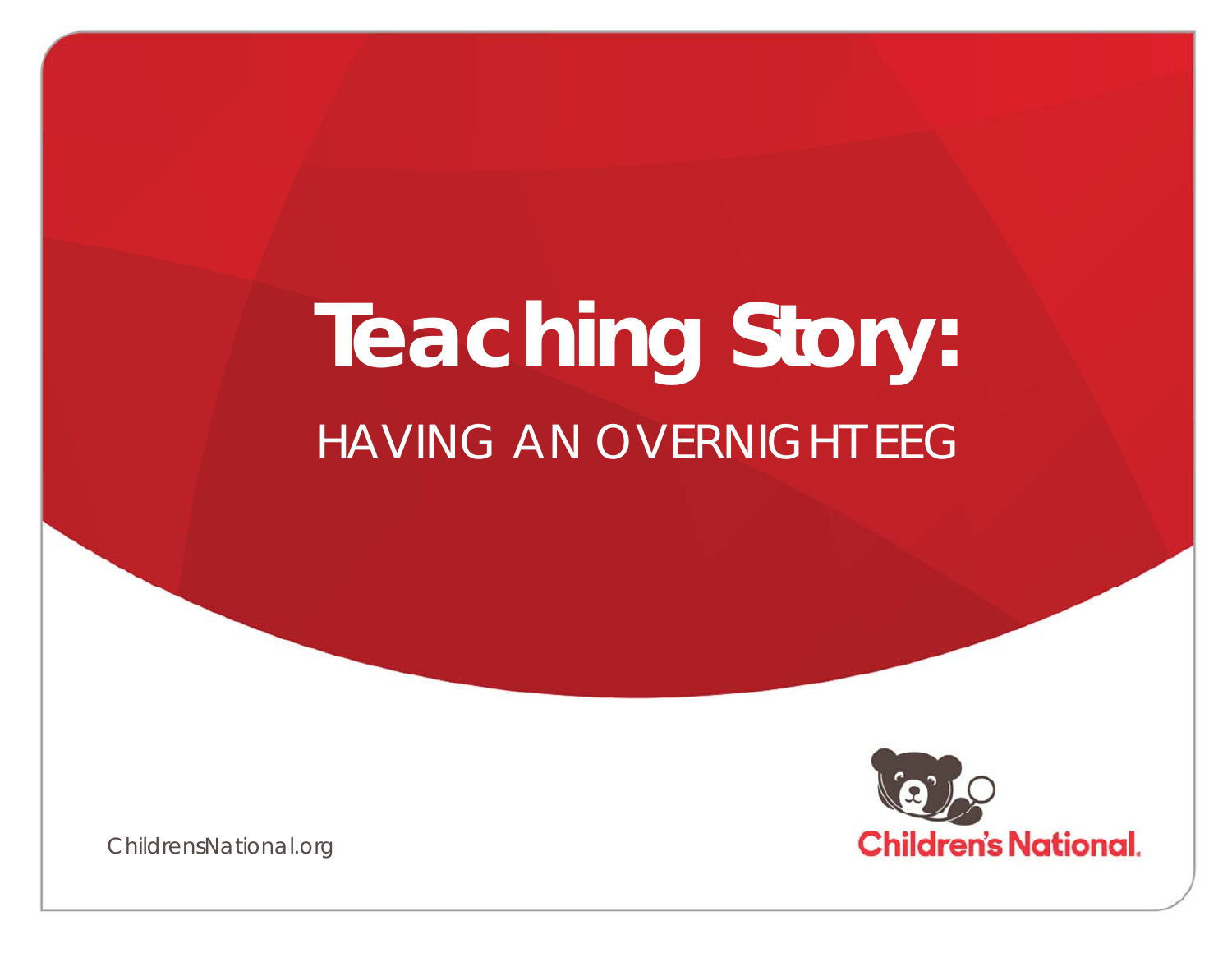# Teaching Story:

## HAVING AN OVERNIGHT EEG

ChildrensNational.org

Children's National.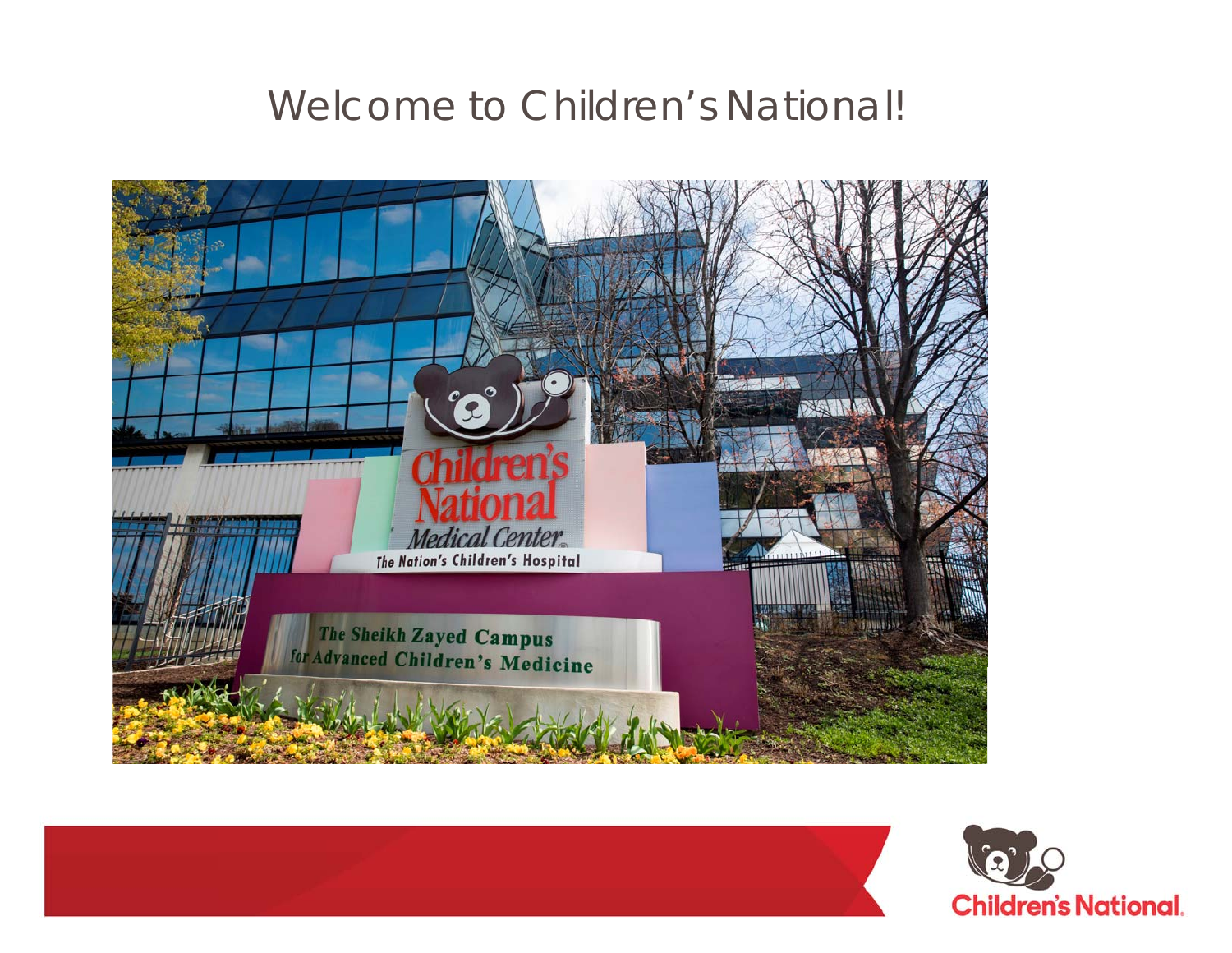# Welcome to Children's National!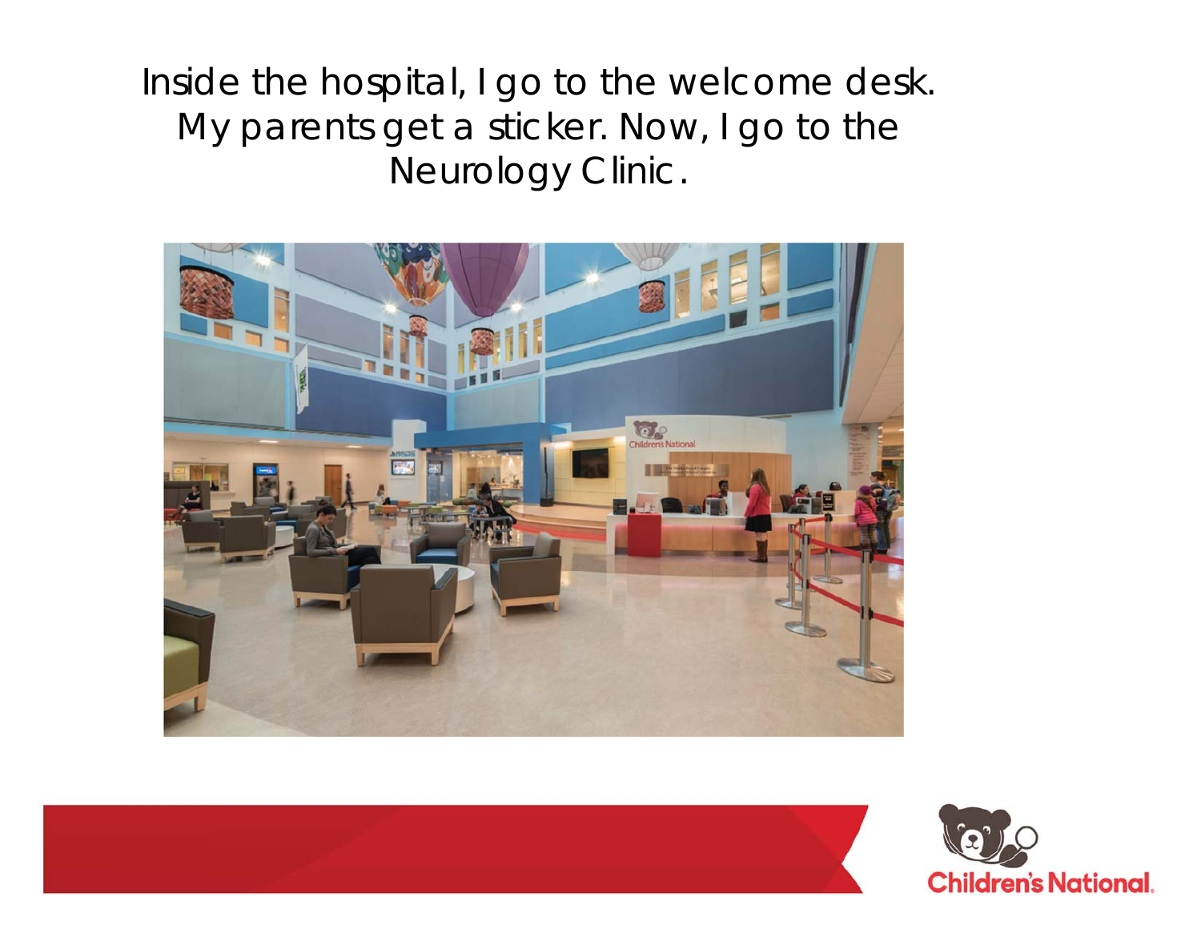Inside the hospital, I go to the welcome desk. My parents get a sticker. Now, I go to the Neurology Clinic.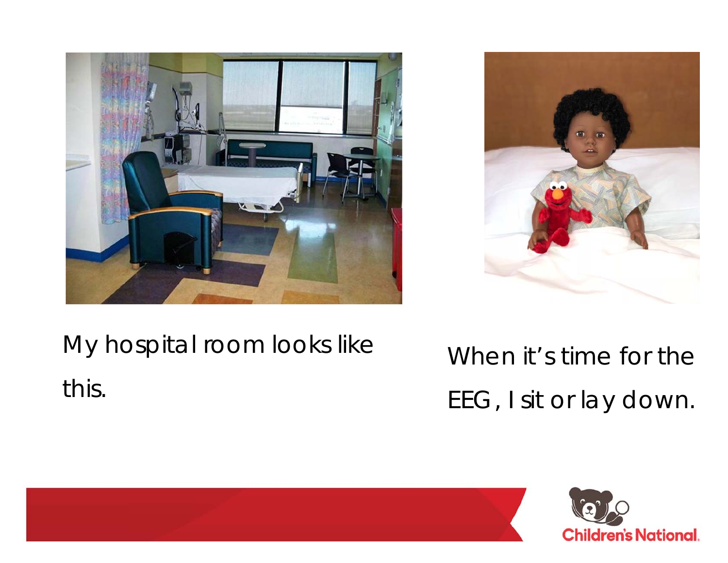My hospital room looks like this.

When it's time for the EEG, I sit or lay down.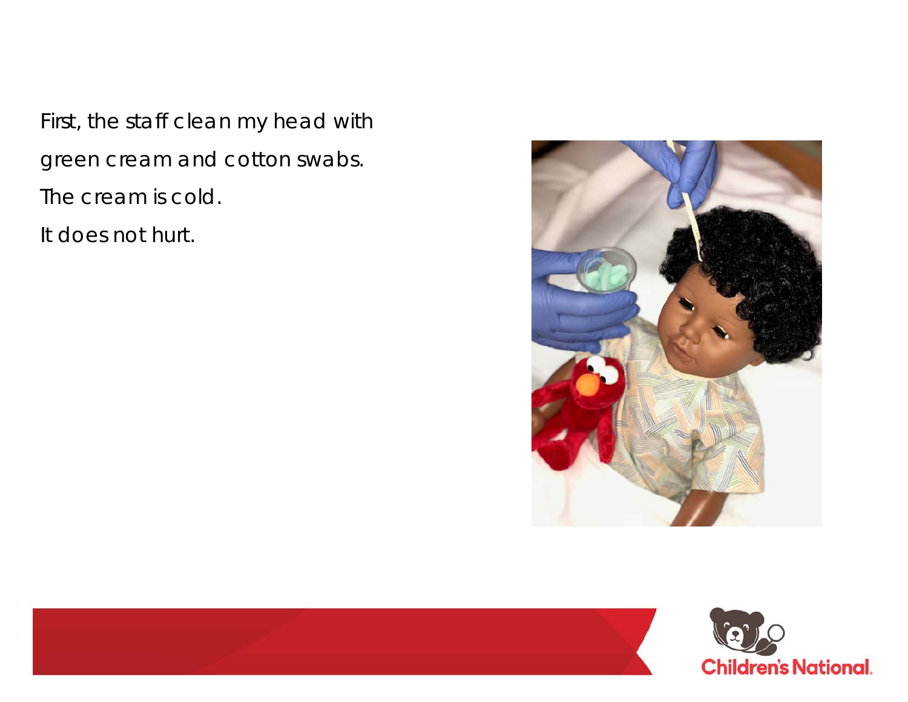First, the staff clean my head with green cream and cotton swabs.

The cream is cold.

It does not hurt.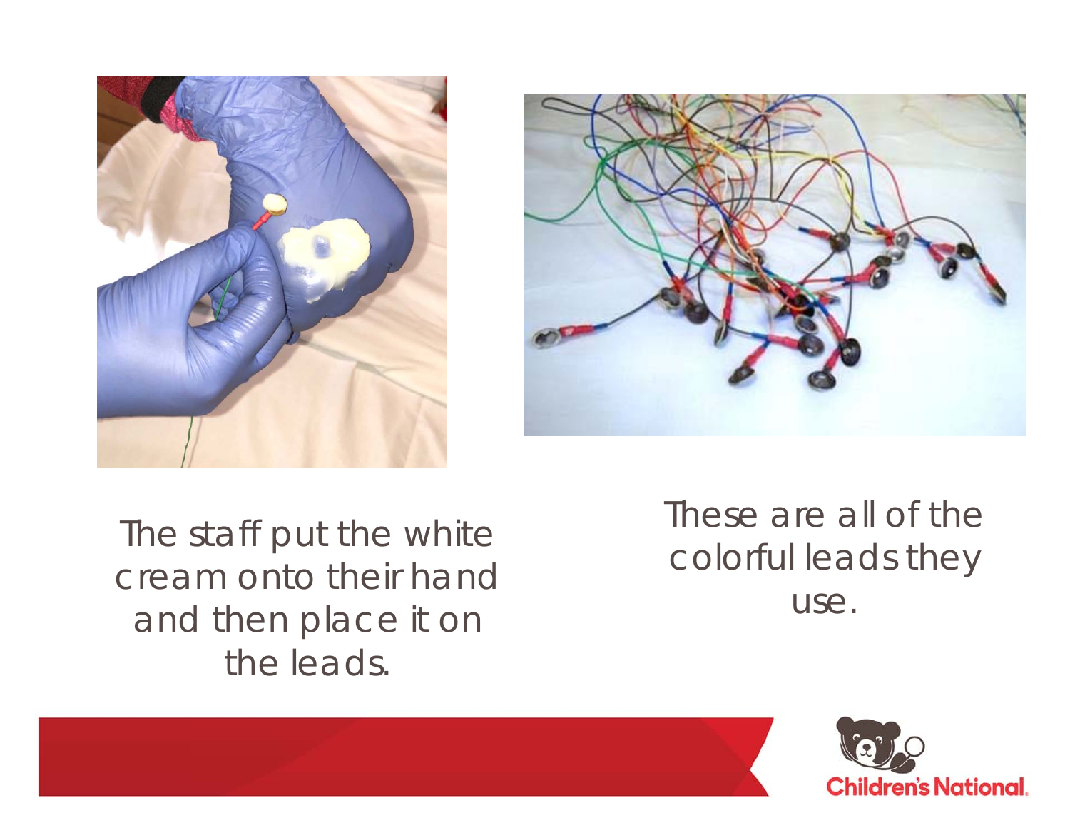The staff put the white cream onto their hand and then place it on the leads.

These are all of the colorful leads they use.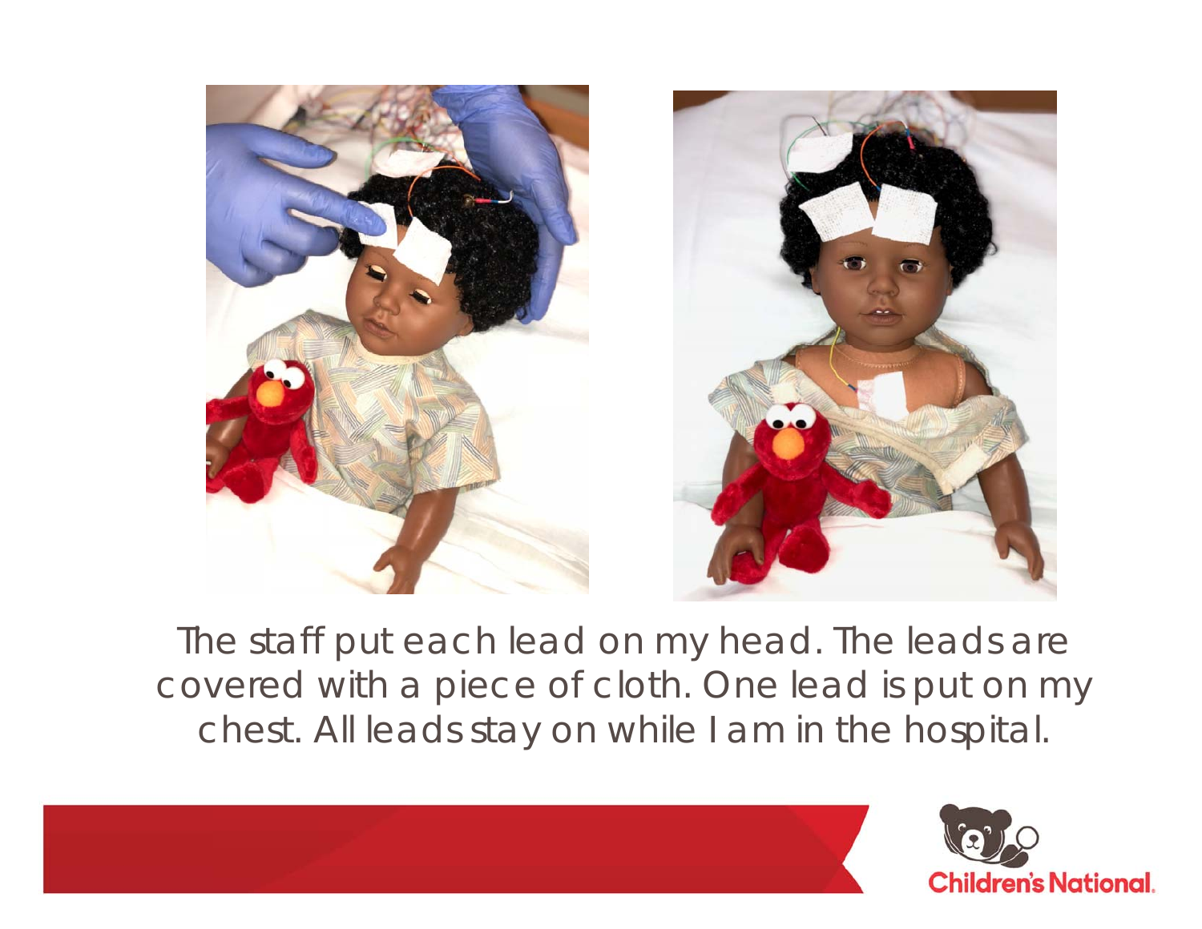The staff put each lead on my head. The leads are covered with a piece of cloth. One lead is put on my chest. All leads stay on while I am in the hospital.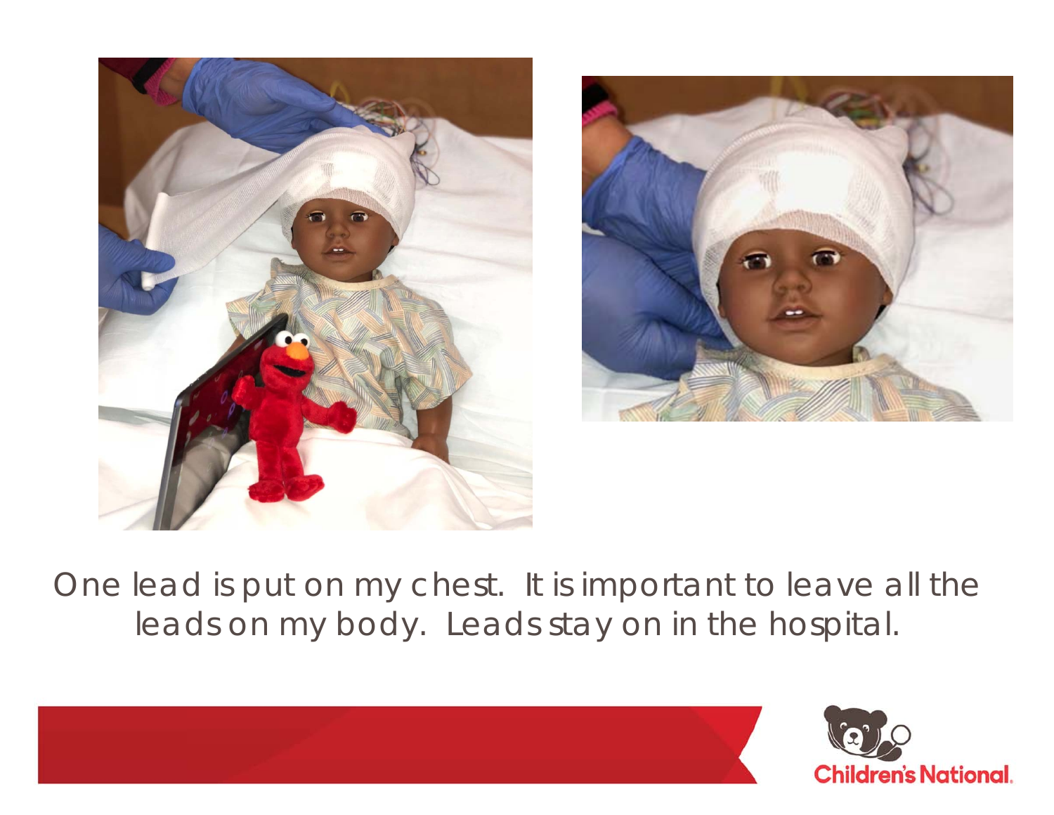One lead is put on my chest. It is important to leave all the leads on my body. Leads stay on in the hospital.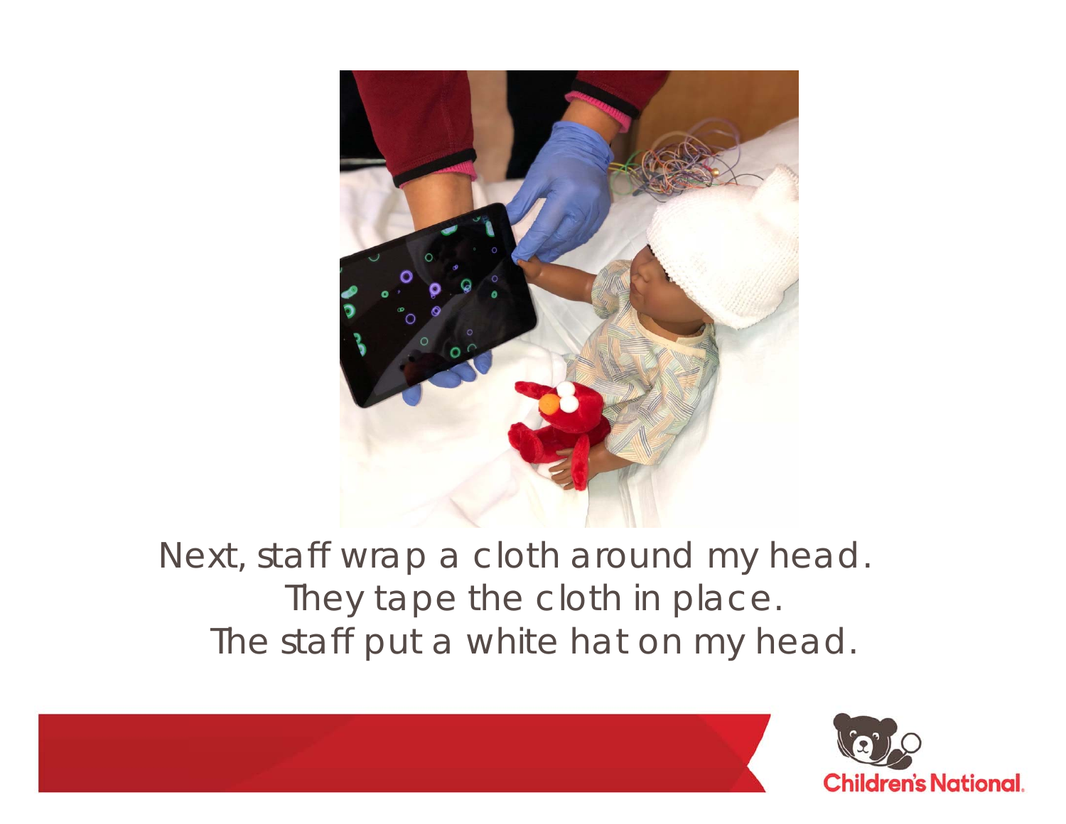Next, staff wrap a cloth around my head.
They tape the cloth in place.
The staff put a white hat on my head.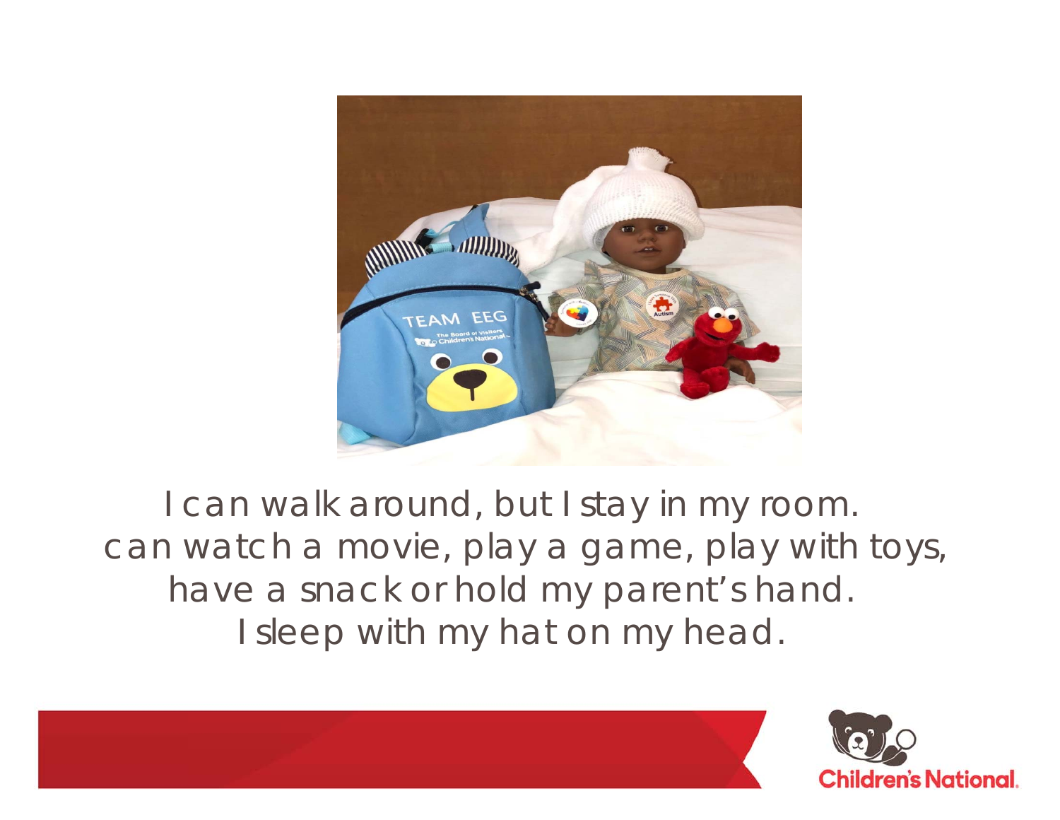I can walk around, but I stay in my room.
can watch a movie, play a game, play with toys, have a snack or hold my parent's hand.
I sleep with my hat on my head.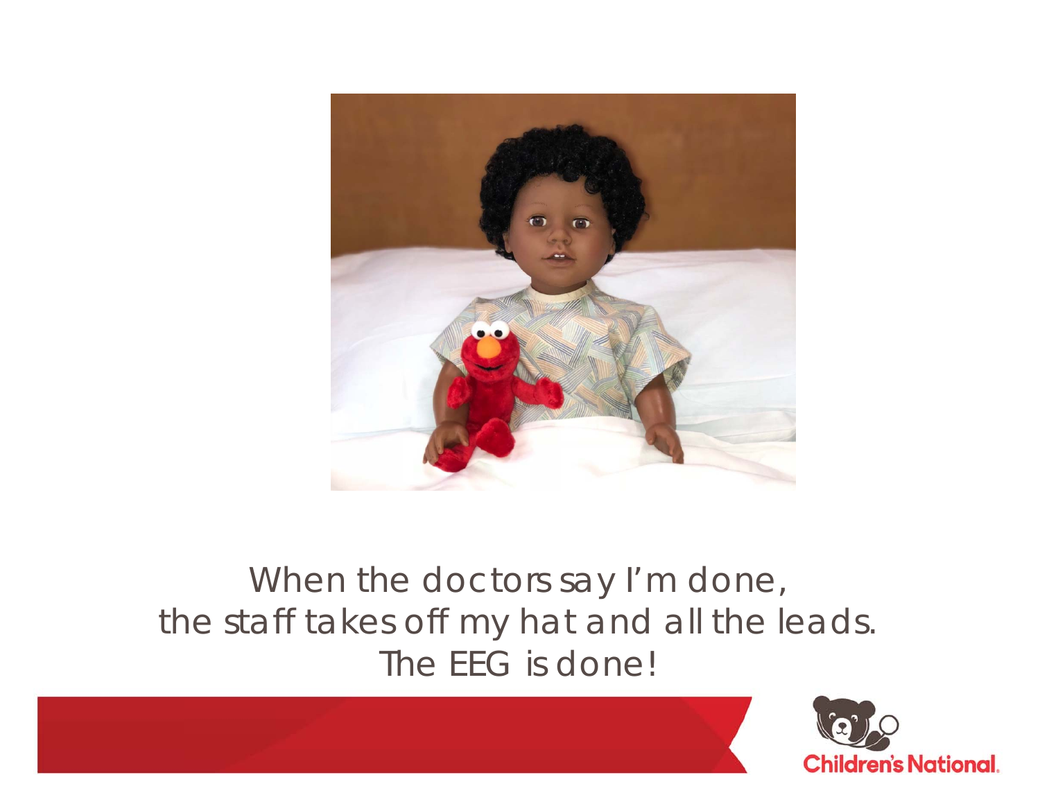When the doctors say I'm done,
the staff takes off my hat and all the leads.
The EEG is done!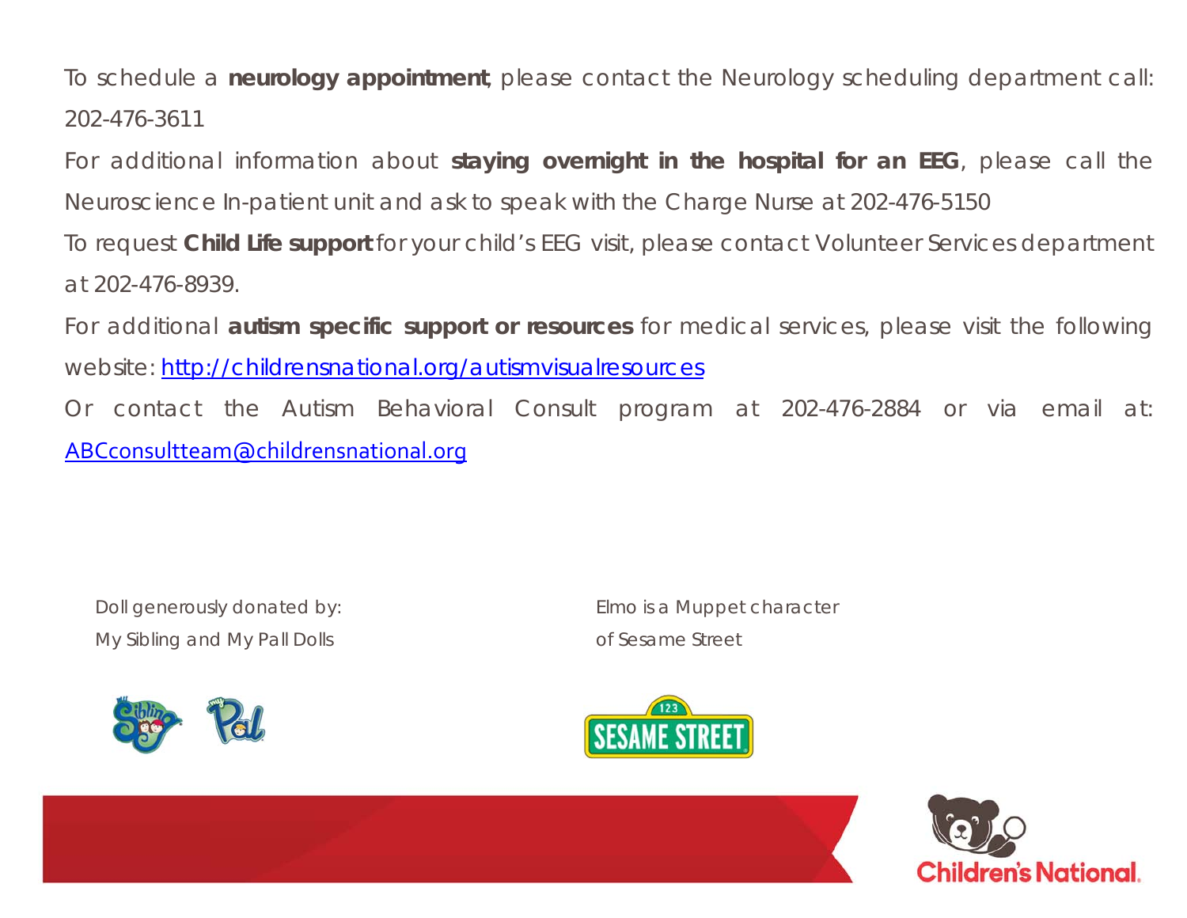To schedule a **neurology appointment**, please contact the Neurology scheduling department call: 202-476-3611

For additional information about **staying overnight in the hospital for an EEG**, please call the Neuroscience In-patient unit and ask to speak with the Charge Nurse at 202-476-5150

To request **Child Life support** for your child's EEG visit, please contact Volunteer Services department at 202-476-8939.

For additional **autism specific support or resources** for medical services, please visit the following website: [http://childrensnational.org/autismvisualresources](http://childrensnational.org/autismvisualresources)

Or contact the Autism Behavioral Consult program at 202-476-2884 or via email at: [ABCconsultteam@childrensnational.org](mailto:ABCconsultteam@childrensnational.org)

Doll generously donated by:
My Sibling and My Pall Dolls

Elmo is a Muppet character
of Sesame Street